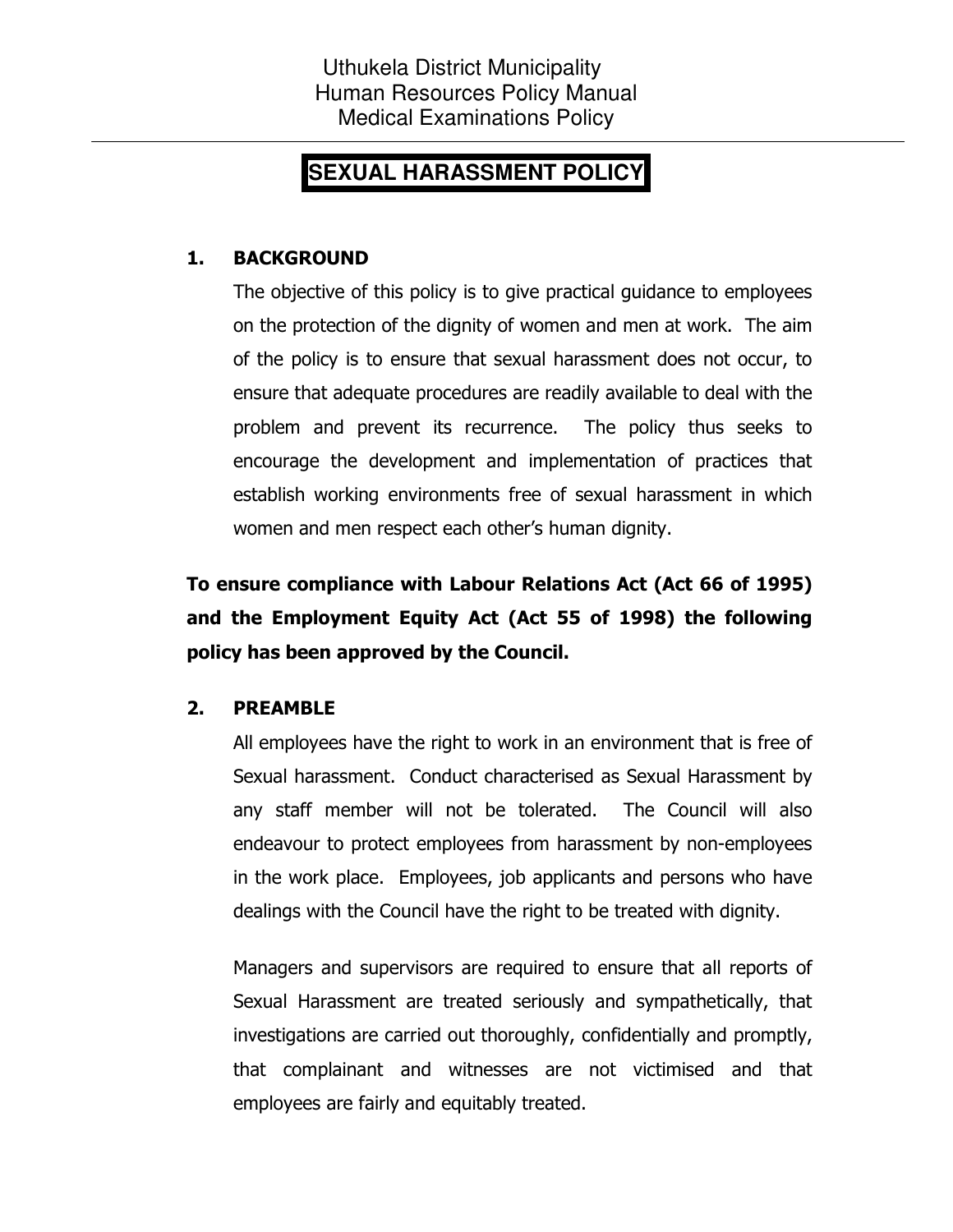# SEXUAL HARASSMENT POLICY

## 1. BACKGROUND

The objective of this policy is to give practical guidance to employees on the protection of the dignity of women and men at work. The aim of the policy is to ensure that sexual harassment does not occur, to ensure that adequate procedures are readily available to deal with the problem and prevent its recurrence. The policy thus seeks to encourage the development and implementation of practices that establish working environments free of sexual harassment in which women and men respect each other's human dignity.

**To ensure compliance with Labour Relations Act (Act 66 of 1995) and the Employment Equity Act (Act 55 of 1998) the following policy has been approved by the Council.**

## 2. PREAMBLE

All employees have the right to work in an environment that is free of Sexual harassment. Conduct characterised as Sexual Harassment by any staff member will not be tolerated. The Council will also endeavour to protect employees from harassment by non-employees in the work place. Employees, job applicants and persons who have dealings with the Council have the right to be treated with dignity.

Managers and supervisors are required to ensure that all reports of Sexual Harassment are treated seriously and sympathetically, that investigations are carried out thoroughly, confidentially and promptly, that complainant and witnesses are not victimised and that employees are fairly and equitably treated.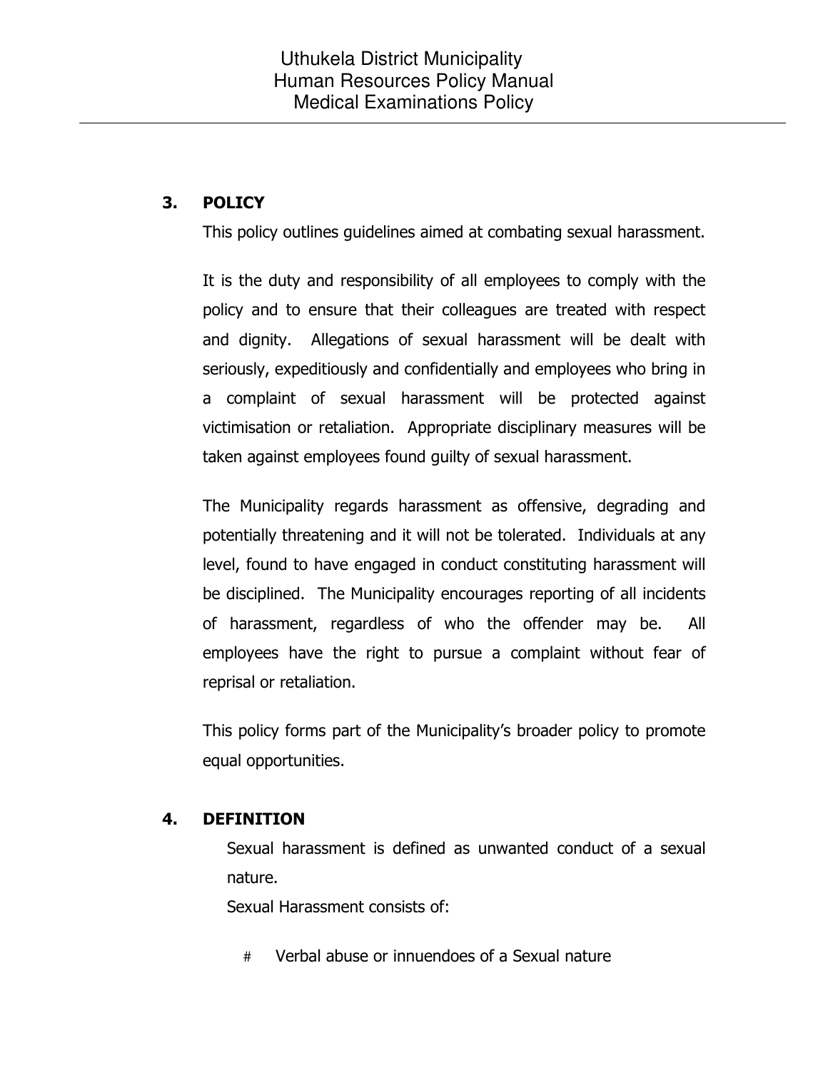## 3. POLICY

This policy outlines guidelines aimed at combating sexual harassment.

It is the duty and responsibility of all employees to comply with the policy and to ensure that their colleagues are treated with respect and dignity. Allegations of sexual harassment will be dealt with seriously, expeditiously and confidentially and employees who bring in a complaint of sexual harassment will be protected against victimisation or retaliation. Appropriate disciplinary measures will be taken against employees found guilty of sexual harassment.

The Municipality regards harassment as offensive, degrading and potentially threatening and it will not be tolerated. Individuals at any level, found to have engaged in conduct constituting harassment will be disciplined. The Municipality encourages reporting of all incidents of harassment, regardless of who the offender may be. All employees have the right to pursue a complaint without fear of reprisal or retaliation.

This policy forms part of the Municipality's broader policy to promote equal opportunities.

## 4. DEFINITION

Sexual harassment is defined as unwanted conduct of a sexual nature.

Sexual Harassment consists of:

- Verbal abuse or innuendoes of a Sexual nature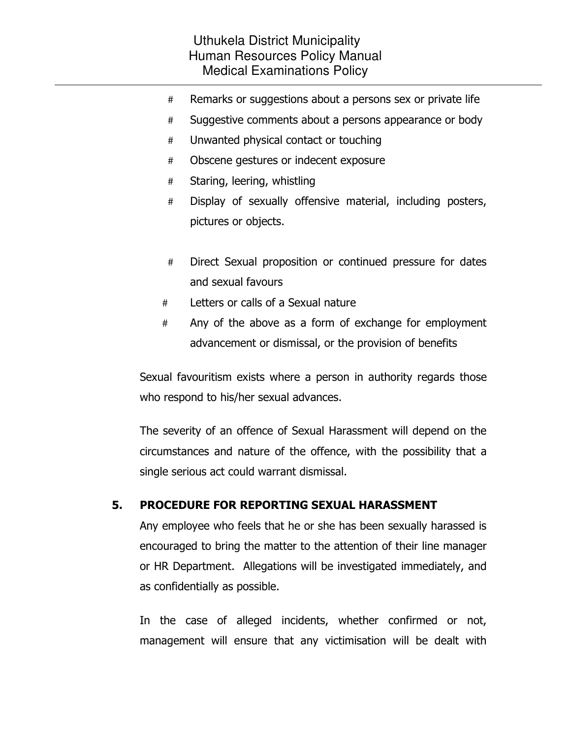- Remarks or suggestions about a persons sex or private life
- Suggestive comments about a persons appearance or body
- Unwanted physical contact or touching
- Obscene gestures or indecent exposure
- Staring, leering, whistling
- Display of sexually offensive material, including posters, pictures or objects.

- Direct Sexual proposition or continued pressure for dates and sexual favours
- Letters or calls of a Sexual nature
- Any of the above as a form of exchange for employment advancement or dismissal, or the provision of benefits

Sexual favouritism exists where a person in authority regards those who respond to his/her sexual advances.

The severity of an offence of Sexual Harassment will depend on the circumstances and nature of the offence, with the possibility that a single serious act could warrant dismissal.

## 5. PROCEDURE FOR REPORTING SEXUAL HARASSMENT

Any employee who feels that he or she has been sexually harassed is encouraged to bring the matter to the attention of their line manager or HR Department. Allegations will be investigated immediately, and as confidentially as possible.

In the case of alleged incidents, whether confirmed or not, management will ensure that any victimisation will be dealt with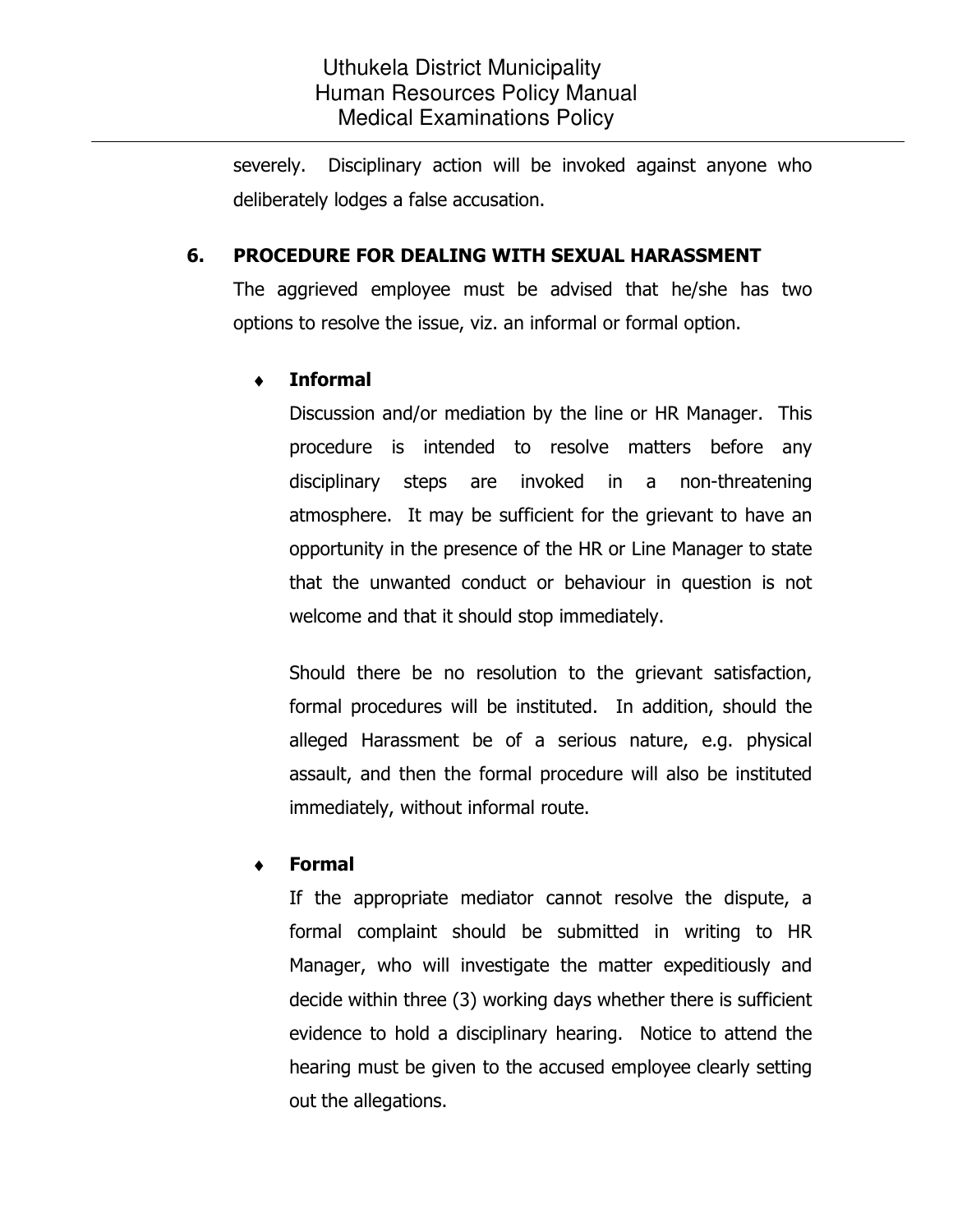severely. Disciplinary action will be invoked against anyone who deliberately lodges a false accusation.

## 6. PROCEDURE FOR DEALING WITH SEXUAL HARASSMENT

The aggrieved employee must be advised that he/she has two options to resolve the issue, viz. an informal or formal option.

- **Informal**

  Discussion and/or mediation by the line or HR Manager. This procedure is intended to resolve matters before any disciplinary steps are invoked in a non-threatening atmosphere. It may be sufficient for the grievant to have an opportunity in the presence of the HR or Line Manager to state that the unwanted conduct or behaviour in question is not welcome and that it should stop immediately.

  Should there be no resolution to the grievant satisfaction, formal procedures will be instituted. In addition, should the alleged Harassment be of a serious nature, e.g. physical assault, and then the formal procedure will also be instituted immediately, without informal route.

- **Formal**

  If the appropriate mediator cannot resolve the dispute, a formal complaint should be submitted in writing to HR Manager, who will investigate the matter expeditiously and decide within three (3) working days whether there is sufficient evidence to hold a disciplinary hearing. Notice to attend the hearing must be given to the accused employee clearly setting out the allegations.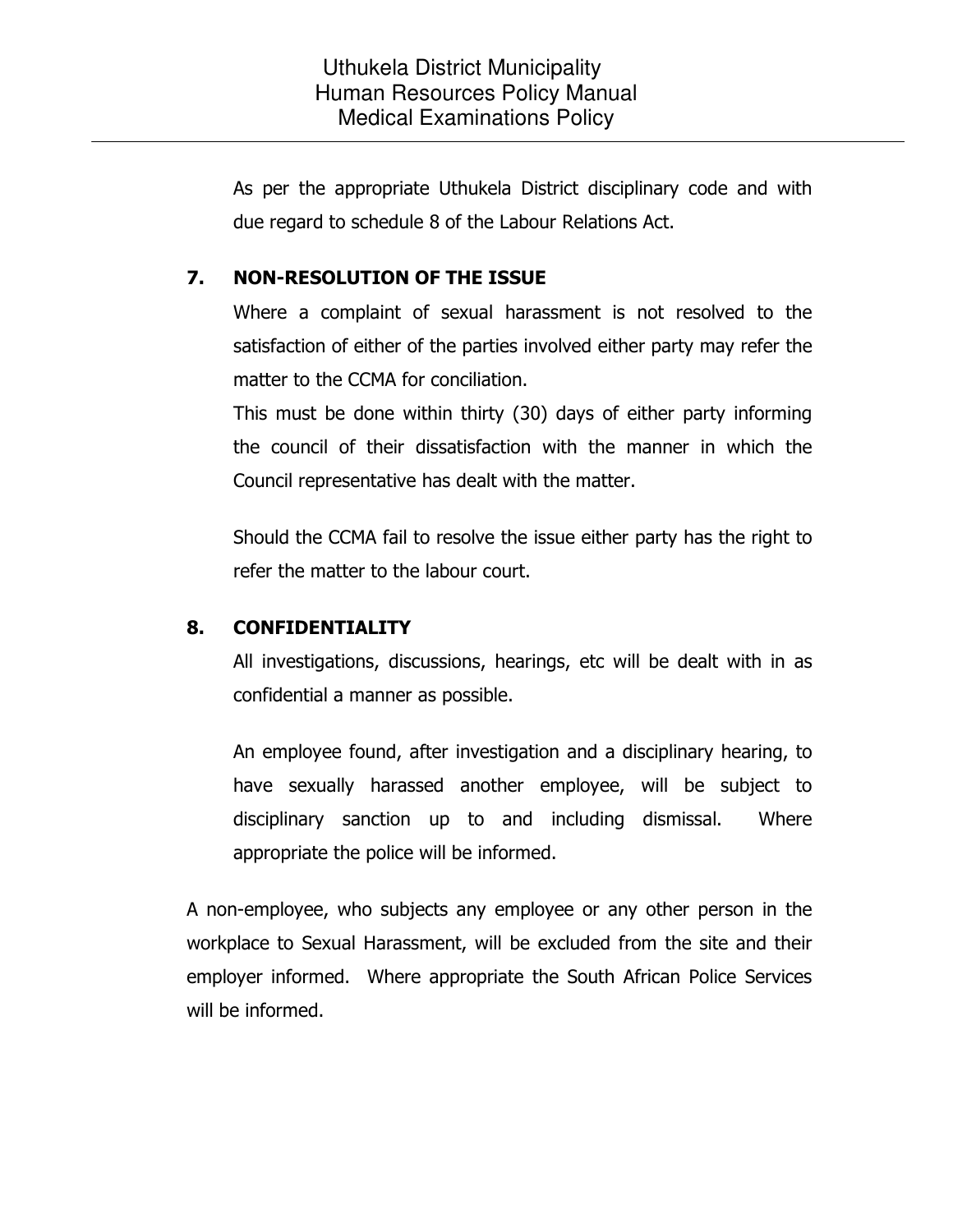As per the appropriate Uthukela District disciplinary code and with due regard to schedule 8 of the Labour Relations Act.

## 7. NON-RESOLUTION OF THE ISSUE

Where a complaint of sexual harassment is not resolved to the satisfaction of either of the parties involved either party may refer the matter to the CCMA for conciliation.

This must be done within thirty (30) days of either party informing the council of their dissatisfaction with the manner in which the Council representative has dealt with the matter.

Should the CCMA fail to resolve the issue either party has the right to refer the matter to the labour court.

## 8. CONFIDENTIALITY

All investigations, discussions, hearings, etc will be dealt with in as confidential a manner as possible.

An employee found, after investigation and a disciplinary hearing, to have sexually harassed another employee, will be subject to disciplinary sanction up to and including dismissal. Where appropriate the police will be informed.

A non-employee, who subjects any employee or any other person in the workplace to Sexual Harassment, will be excluded from the site and their employer informed. Where appropriate the South African Police Services will be informed.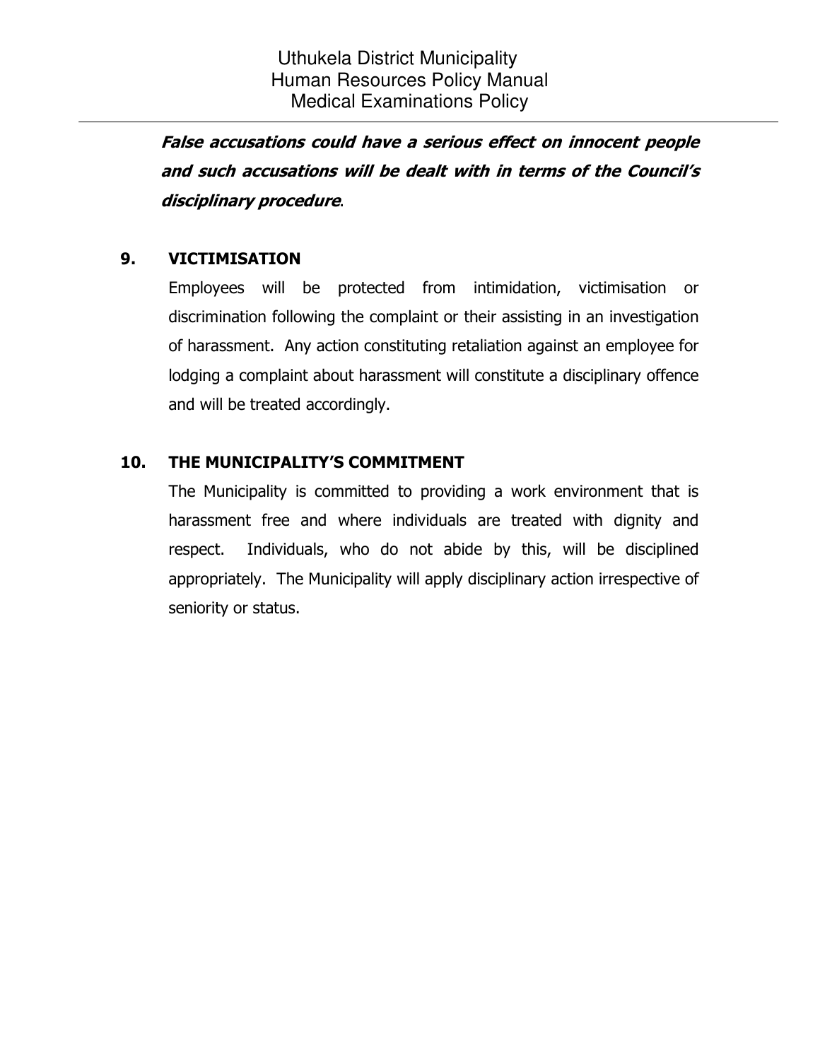***False accusations could have a serious effect on innocent people and such accusations will be dealt with in terms of the Council's disciplinary procedure*.**

## 9. VICTIMISATION

Employees will be protected from intimidation, victimisation or discrimination following the complaint or their assisting in an investigation of harassment. Any action constituting retaliation against an employee for lodging a complaint about harassment will constitute a disciplinary offence and will be treated accordingly.

## 10. THE MUNICIPALITY'S COMMITMENT

The Municipality is committed to providing a work environment that is harassment free and where individuals are treated with dignity and respect. Individuals, who do not abide by this, will be disciplined appropriately. The Municipality will apply disciplinary action irrespective of seniority or status.